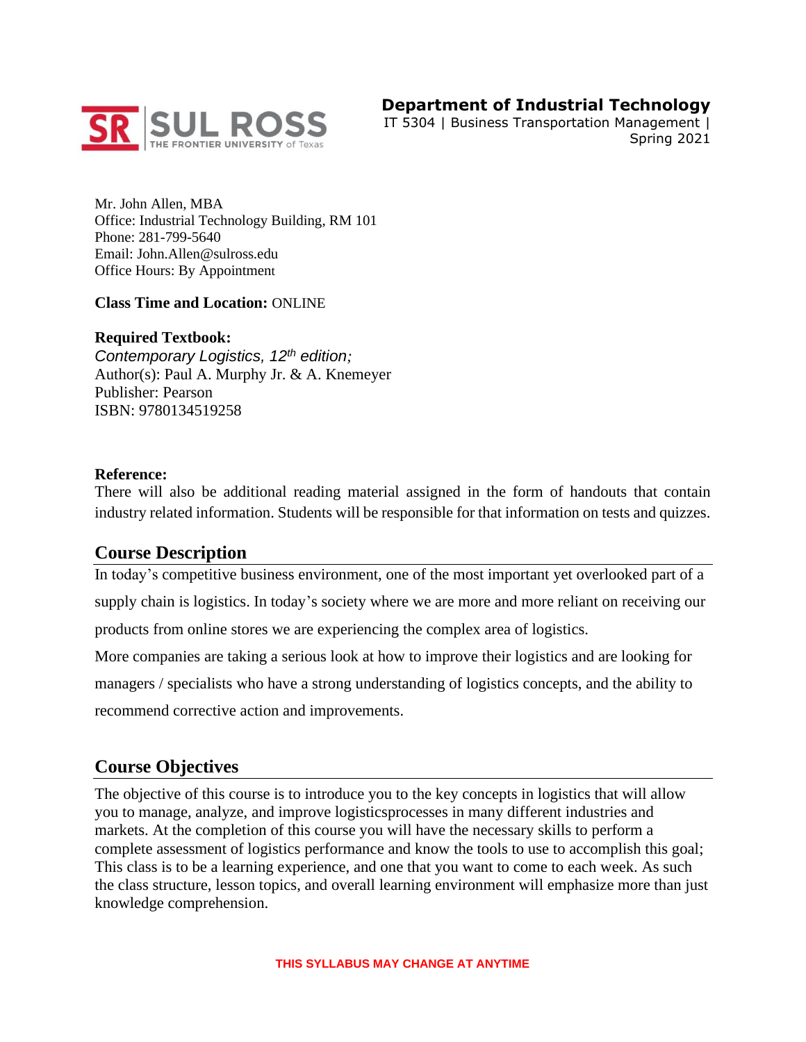SR | SUL ROSS
THE FRONTIER UNIVERSITY of Texas

**Department of Industrial Technology**
IT 5304 | Business Transportation Management |
Spring 2021

Mr. John Allen, MBA
Office: Industrial Technology Building, RM 101
Phone: 281-799-5640
Email: John.Allen@sulross.edu
Office Hours: By Appointment

**Class Time and Location:** ONLINE

**Required Textbook:**
*Contemporary Logistics, 12th edition;*
Author(s): Paul A. Murphy Jr. & A. Knemeyer
Publisher: Pearson
ISBN: 9780134519258

**Reference:**
There will also be additional reading material assigned in the form of handouts that contain industry related information. Students will be responsible for that information on tests and quizzes.

## Course Description

In today's competitive business environment, one of the most important yet overlooked part of a supply chain is logistics. In today's society where we are more and more reliant on receiving our products from online stores we are experiencing the complex area of logistics.

More companies are taking a serious look at how to improve their logistics and are looking for managers / specialists who have a strong understanding of logistics concepts, and the ability to recommend corrective action and improvements.

## Course Objectives

The objective of this course is to introduce you to the key concepts in logistics that will allow you to manage, analyze, and improve logisticsprocesses in many different industries and markets. At the completion of this course you will have the necessary skills to perform a complete assessment of logistics performance and know the tools to use to accomplish this goal; This class is to be a learning experience, and one that you want to come to each week. As such the class structure, lesson topics, and overall learning environment will emphasize more than just knowledge comprehension.

**THIS SYLLABUS MAY CHANGE AT ANYTIME**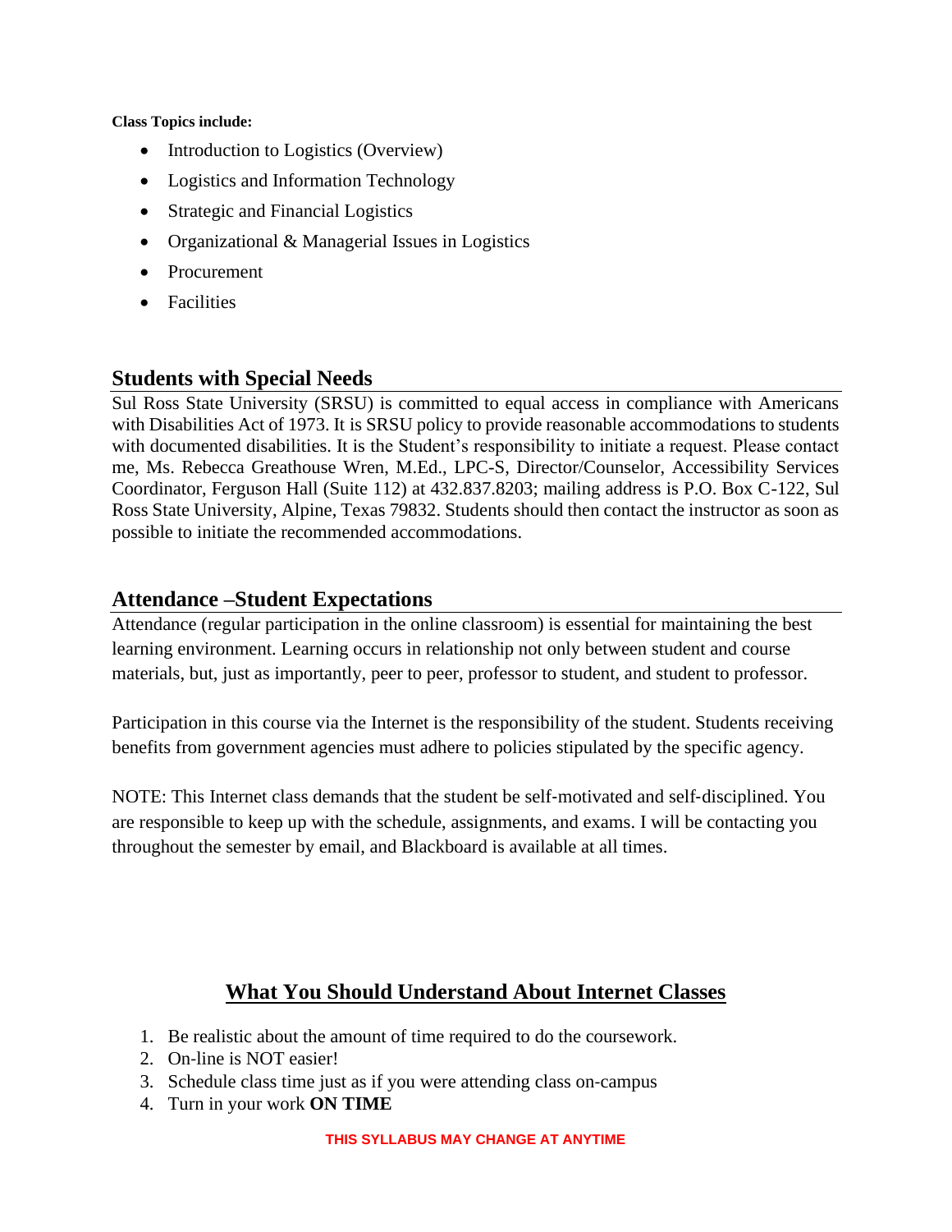**Class Topics include:**

- Introduction to Logistics (Overview)
- Logistics and Information Technology
- Strategic and Financial Logistics
- Organizational & Managerial Issues in Logistics
- Procurement
- Facilities

## Students with Special Needs

Sul Ross State University (SRSU) is committed to equal access in compliance with Americans with Disabilities Act of 1973. It is SRSU policy to provide reasonable accommodations to students with documented disabilities. It is the Student's responsibility to initiate a request. Please contact me, Ms. Rebecca Greathouse Wren, M.Ed., LPC-S, Director/Counselor, Accessibility Services Coordinator, Ferguson Hall (Suite 112) at 432.837.8203; mailing address is P.O. Box C-122, Sul Ross State University, Alpine, Texas 79832. Students should then contact the instructor as soon as possible to initiate the recommended accommodations.

## Attendance –Student Expectations

Attendance (regular participation in the online classroom) is essential for maintaining the best learning environment. Learning occurs in relationship not only between student and course materials, but, just as importantly, peer to peer, professor to student, and student to professor.

Participation in this course via the Internet is the responsibility of the student. Students receiving benefits from government agencies must adhere to policies stipulated by the specific agency.

NOTE: This Internet class demands that the student be self-motivated and self-disciplined. You are responsible to keep up with the schedule, assignments, and exams. I will be contacting you throughout the semester by email, and Blackboard is available at all times.

## What You Should Understand About Internet Classes

1. Be realistic about the amount of time required to do the coursework.
2. On-line is NOT easier!
3. Schedule class time just as if you were attending class on-campus
4. Turn in your work **ON TIME**

**THIS SYLLABUS MAY CHANGE AT ANYTIME**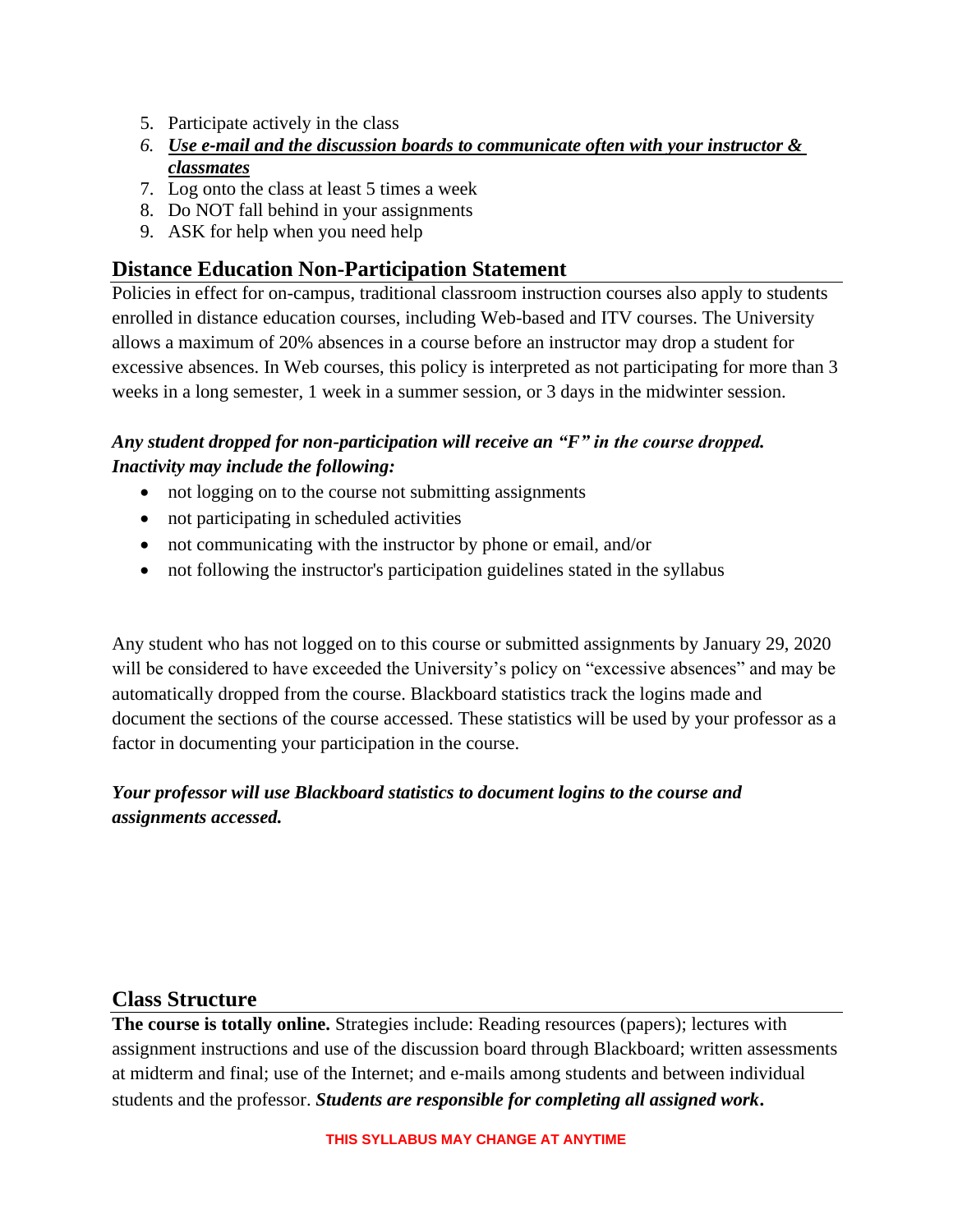5. Participate actively in the class
6. ***Use e-mail and the discussion boards to communicate often with your instructor & classmates***
7. Log onto the class at least 5 times a week
8. Do NOT fall behind in your assignments
9. ASK for help when you need help

## Distance Education Non-Participation Statement

Policies in effect for on-campus, traditional classroom instruction courses also apply to students enrolled in distance education courses, including Web-based and ITV courses. The University allows a maximum of 20% absences in a course before an instructor may drop a student for excessive absences. In Web courses, this policy is interpreted as not participating for more than 3 weeks in a long semester, 1 week in a summer session, or 3 days in the midwinter session.

***Any student dropped for non-participation will receive an "F" in the course dropped. Inactivity may include the following:***

- not logging on to the course not submitting assignments
- not participating in scheduled activities
- not communicating with the instructor by phone or email, and/or
- not following the instructor's participation guidelines stated in the syllabus

Any student who has not logged on to this course or submitted assignments by January 29, 2020 will be considered to have exceeded the University's policy on "excessive absences" and may be automatically dropped from the course. Blackboard statistics track the logins made and document the sections of the course accessed. These statistics will be used by your professor as a factor in documenting your participation in the course.

***Your professor will use Blackboard statistics to document logins to the course and assignments accessed.***

## Class Structure

**The course is totally online.** Strategies include: Reading resources (papers); lectures with assignment instructions and use of the discussion board through Blackboard; written assessments at midterm and final; use of the Internet; and e-mails among students and between individual students and the professor. ***Students are responsible for completing all assigned work*.**

**THIS SYLLABUS MAY CHANGE AT ANYTIME**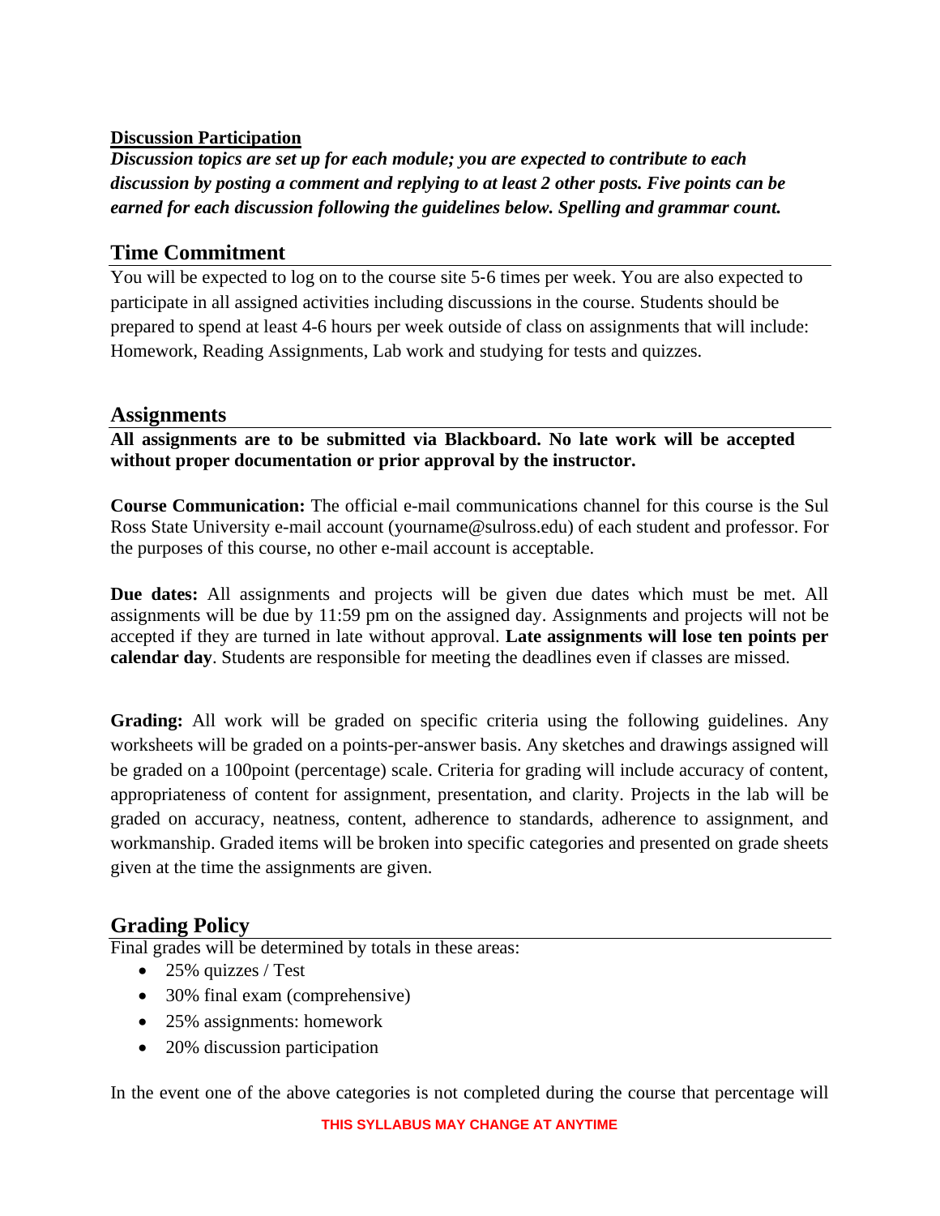**Discussion Participation**

***Discussion topics are set up for each module; you are expected to contribute to each discussion by posting a comment and replying to at least 2 other posts. Five points can be earned for each discussion following the guidelines below. Spelling and grammar count.***

## Time Commitment

You will be expected to log on to the course site 5-6 times per week. You are also expected to participate in all assigned activities including discussions in the course. Students should be prepared to spend at least 4-6 hours per week outside of class on assignments that will include: Homework, Reading Assignments, Lab work and studying for tests and quizzes.

## Assignments

**All assignments are to be submitted via Blackboard. No late work will be accepted without proper documentation or prior approval by the instructor.**

**Course Communication:** The official e-mail communications channel for this course is the Sul Ross State University e-mail account (yourname@sulross.edu) of each student and professor. For the purposes of this course, no other e-mail account is acceptable.

**Due dates:** All assignments and projects will be given due dates which must be met. All assignments will be due by 11:59 pm on the assigned day. Assignments and projects will not be accepted if they are turned in late without approval. **Late assignments will lose ten points per calendar day**. Students are responsible for meeting the deadlines even if classes are missed.

**Grading:** All work will be graded on specific criteria using the following guidelines. Any worksheets will be graded on a points-per-answer basis. Any sketches and drawings assigned will be graded on a 100point (percentage) scale. Criteria for grading will include accuracy of content, appropriateness of content for assignment, presentation, and clarity. Projects in the lab will be graded on accuracy, neatness, content, adherence to standards, adherence to assignment, and workmanship. Graded items will be broken into specific categories and presented on grade sheets given at the time the assignments are given.

## Grading Policy

Final grades will be determined by totals in these areas:

- 25% quizzes / Test
- 30% final exam (comprehensive)
- 25% assignments: homework
- 20% discussion participation

In the event one of the above categories is not completed during the course that percentage will

THIS SYLLABUS MAY CHANGE AT ANYTIME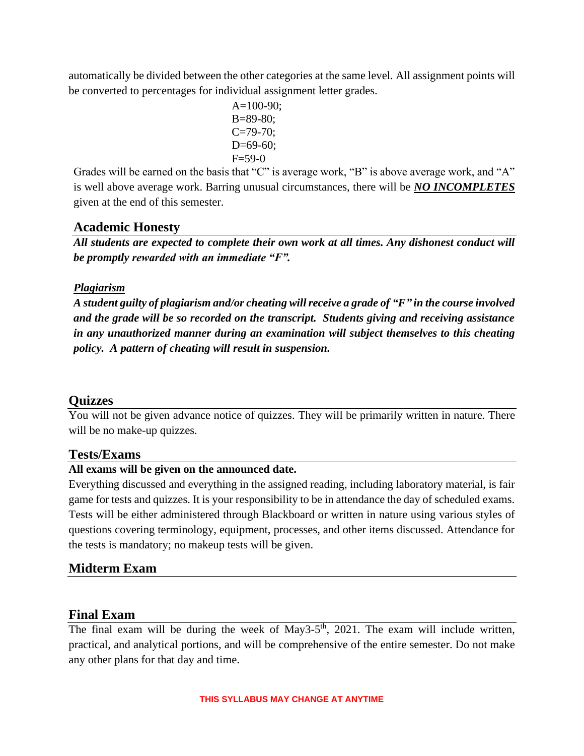automatically be divided between the other categories at the same level. All assignment points will be converted to percentages for individual assignment letter grades.

A=100-90;
B=89-80;
C=79-70;
D=69-60;
F=59-0

Grades will be earned on the basis that "C" is average work, "B" is above average work, and "A" is well above average work. Barring unusual circumstances, there will be ***NO INCOMPLETES*** given at the end of this semester.

## Academic Honesty

***All students are expected to complete their own work at all times. Any dishonest conduct will be promptly rewarded with an immediate "F".***

***Plagiarism***

***A student guilty of plagiarism and/or cheating will receive a grade of "F" in the course involved and the grade will be so recorded on the transcript. Students giving and receiving assistance in any unauthorized manner during an examination will subject themselves to this cheating policy. A pattern of cheating will result in suspension.***

## Quizzes

You will not be given advance notice of quizzes. They will be primarily written in nature. There will be no make-up quizzes.

## Tests/Exams

**All exams will be given on the announced date.**

Everything discussed and everything in the assigned reading, including laboratory material, is fair game for tests and quizzes. It is your responsibility to be in attendance the day of scheduled exams. Tests will be either administered through Blackboard or written in nature using various styles of questions covering terminology, equipment, processes, and other items discussed. Attendance for the tests is mandatory; no makeup tests will be given.

## Midterm Exam

## Final Exam

The final exam will be during the week of May3-5th, 2021. The exam will include written, practical, and analytical portions, and will be comprehensive of the entire semester. Do not make any other plans for that day and time.

**THIS SYLLABUS MAY CHANGE AT ANYTIME**